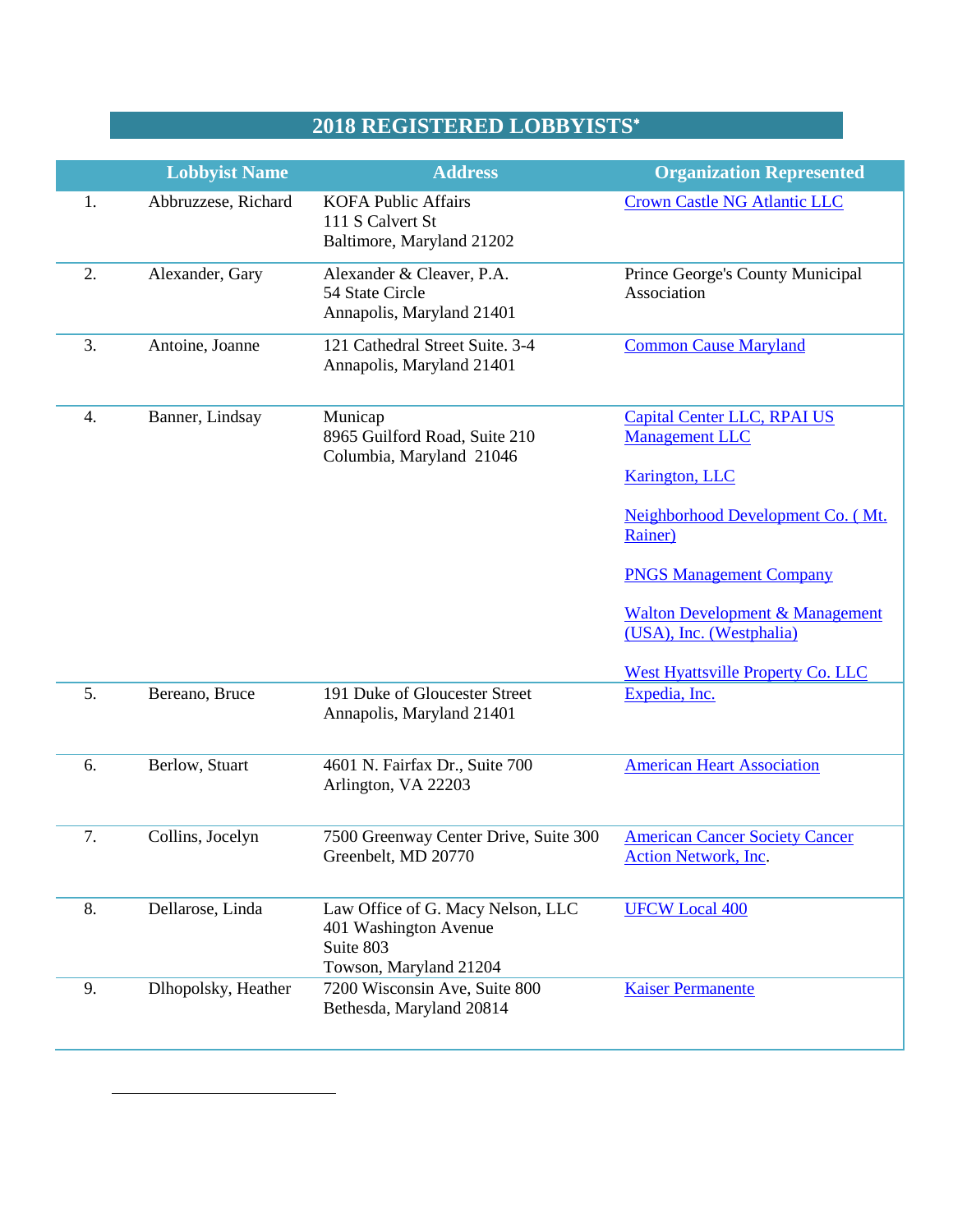# 2018 REGISTERED LOBBYISTS*

| | Lobbyist Name | Address | Organization Represented |
|---|---|---|---|
| 1. | Abbruzzese, Richard | KOFA Public Affairs<br>111 S Calvert St<br>Baltimore, Maryland 21202 | Crown Castle NG Atlantic LLC |
| 2. | Alexander, Gary | Alexander & Cleaver, P.A.<br>54 State Circle<br>Annapolis, Maryland 21401 | Prince George's County Municipal Association |
| 3. | Antoine, Joanne | 121 Cathedral Street Suite. 3-4<br>Annapolis, Maryland 21401 | Common Cause Maryland |
| 4. | Banner, Lindsay | Municap<br>8965 Guilford Road, Suite 210<br>Columbia, Maryland 21046 | Capital Center LLC, RPAI US Management LLC<br><br>Karington, LLC<br><br>Neighborhood Development Co. ( Mt. Rainer)<br><br>PNGS Management Company<br><br>Walton Development & Management (USA), Inc. (Westphalia)<br><br>West Hyattsville Property Co. LLC |
| 5. | Bereano, Bruce | 191 Duke of Gloucester Street<br>Annapolis, Maryland 21401 | Expedia, Inc. |
| 6. | Berlow, Stuart | 4601 N. Fairfax Dr., Suite 700<br>Arlington, VA 22203 | American Heart Association |
| 7. | Collins, Jocelyn | 7500 Greenway Center Drive, Suite 300<br>Greenbelt, MD 20770 | American Cancer Society Cancer Action Network, Inc. |
| 8. | Dellarose, Linda | Law Office of G. Macy Nelson, LLC<br>401 Washington Avenue<br>Suite 803<br>Towson, Maryland 21204 | UFCW Local 400 |
| 9. | Dlhopolsky, Heather | 7200 Wisconsin Ave, Suite 800<br>Bethesda, Maryland 20814 | Kaiser Permanente |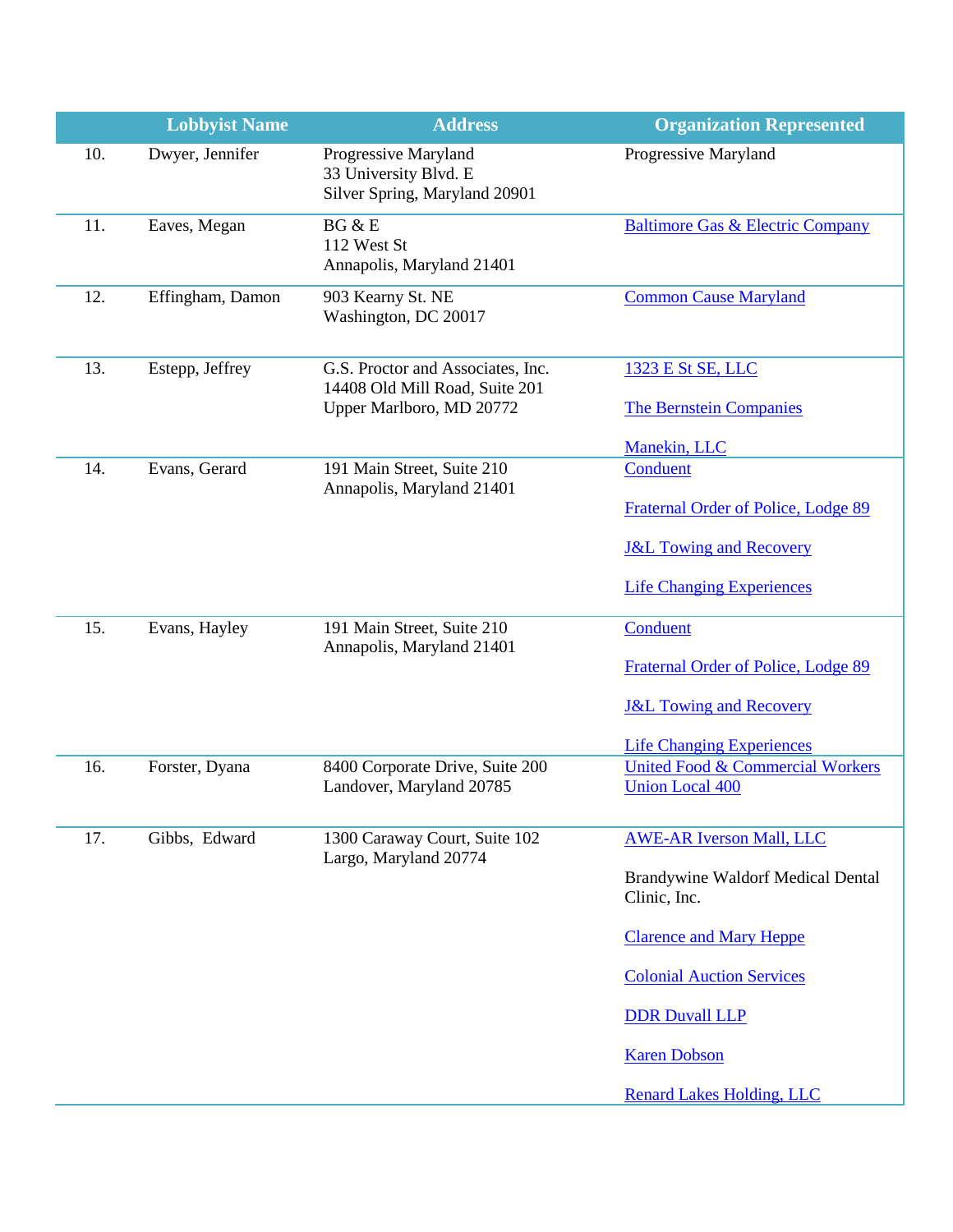| | Lobbyist Name | Address | Organization Represented |
|---|---|---|---|
| 10. | Dwyer, Jennifer | Progressive Maryland<br>33 University Blvd. E<br>Silver Spring, Maryland 20901 | Progressive Maryland |
| 11. | Eaves, Megan | BG & E<br>112 West St<br>Annapolis, Maryland 21401 | Baltimore Gas & Electric Company |
| 12. | Effingham, Damon | 903 Kearny St. NE<br>Washington, DC 20017 | Common Cause Maryland |
| 13. | Estepp, Jeffrey | G.S. Proctor and Associates, Inc.<br>14408 Old Mill Road, Suite 201<br>Upper Marlboro, MD 20772 | 1323 E St SE, LLC<br><br>The Bernstein Companies<br><br>Manekin, LLC |
| 14. | Evans, Gerard | 191 Main Street, Suite 210<br>Annapolis, Maryland 21401 | Conduent<br><br>Fraternal Order of Police, Lodge 89<br><br>J&L Towing and Recovery<br><br>Life Changing Experiences |
| 15. | Evans, Hayley | 191 Main Street, Suite 210<br>Annapolis, Maryland 21401 | Conduent<br><br>Fraternal Order of Police, Lodge 89<br><br>J&L Towing and Recovery<br><br>Life Changing Experiences |
| 16. | Forster, Dyana | 8400 Corporate Drive, Suite 200<br>Landover, Maryland 20785 | United Food & Commercial Workers Union Local 400 |
| 17. | Gibbs, Edward | 1300 Caraway Court, Suite 102<br>Largo, Maryland 20774 | AWE-AR Iverson Mall, LLC<br><br>Brandywine Waldorf Medical Dental Clinic, Inc.<br><br>Clarence and Mary Heppe<br><br>Colonial Auction Services<br><br>DDR Duvall LLP<br><br>Karen Dobson<br><br>Renard Lakes Holding, LLC |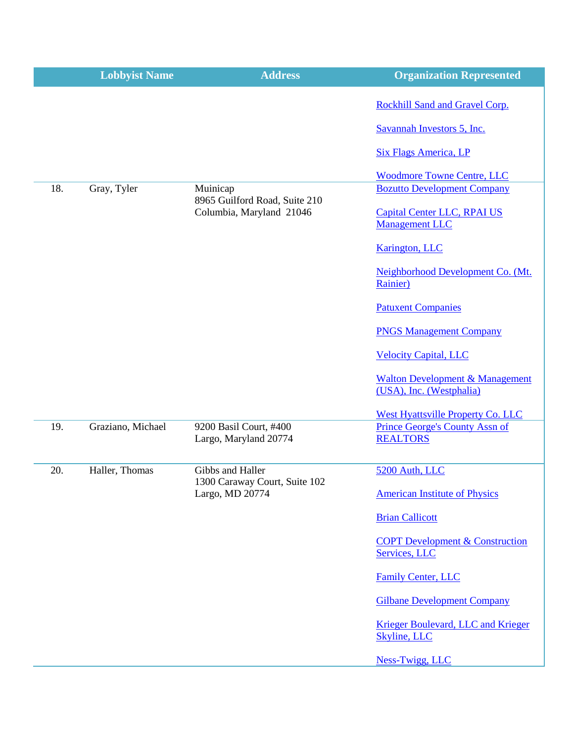| | Lobbyist Name | Address | Organization Represented |
|---|---|---|---|
| | | | Rockhill Sand and Gravel Corp.<br><br>Savannah Investors 5, Inc.<br><br>Six Flags America, LP<br><br>Woodmore Towne Centre, LLC |
| 18. | Gray, Tyler | Muinicap<br>8965 Guilford Road, Suite 210<br>Columbia, Maryland 21046 | Bozutto Development Company<br><br>Capital Center LLC, RPAI US Management LLC<br><br>Karington, LLC<br><br>Neighborhood Development Co. (Mt. Rainier)<br><br>Patuxent Companies<br><br>PNGS Management Company<br><br>Velocity Capital, LLC<br><br>Walton Development & Management (USA), Inc. (Westphalia)<br><br>West Hyattsville Property Co. LLC |
| 19. | Graziano, Michael | 9200 Basil Court, #400<br>Largo, Maryland 20774 | Prince George's County Assn of REALTORS |
| 20. | Haller, Thomas | Gibbs and Haller<br>1300 Caraway Court, Suite 102<br>Largo, MD 20774 | 5200 Auth, LLC<br><br>American Institute of Physics<br><br>Brian Callicott<br><br>COPT Development & Construction Services, LLC<br><br>Family Center, LLC<br><br>Gilbane Development Company<br><br>Krieger Boulevard, LLC and Krieger Skyline, LLC<br><br>Ness-Twigg, LLC |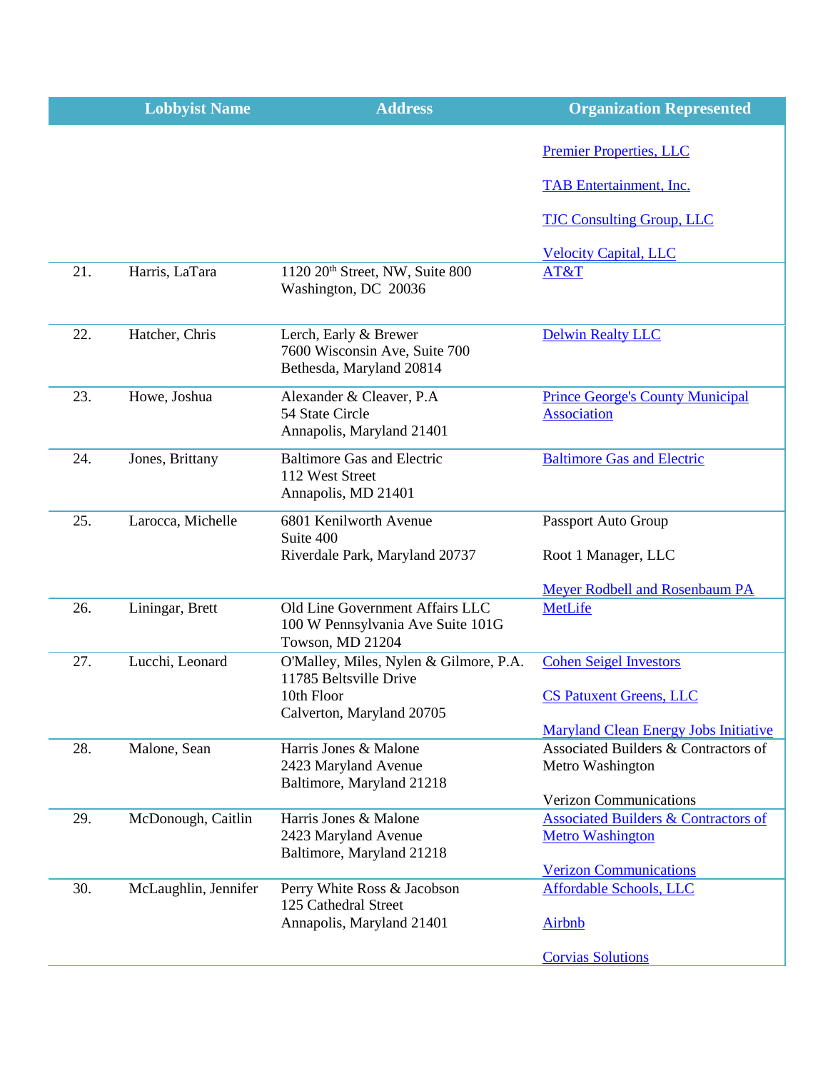| | Lobbyist Name | Address | Organization Represented |
|---|---|---|---|
| | | | Premier Properties, LLC<br><br>TAB Entertainment, Inc.<br><br>TJC Consulting Group, LLC<br><br>Velocity Capital, LLC |
| 21. | Harris, LaTara | 1120 20th Street, NW, Suite 800<br>Washington, DC 20036 | AT&T |
| 22. | Hatcher, Chris | Lerch, Early & Brewer<br>7600 Wisconsin Ave, Suite 700<br>Bethesda, Maryland 20814 | Delwin Realty LLC |
| 23. | Howe, Joshua | Alexander & Cleaver, P.A<br>54 State Circle<br>Annapolis, Maryland 21401 | Prince George's County Municipal Association |
| 24. | Jones, Brittany | Baltimore Gas and Electric<br>112 West Street<br>Annapolis, MD 21401 | Baltimore Gas and Electric |
| 25. | Larocca, Michelle | 6801 Kenilworth Avenue<br>Suite 400<br>Riverdale Park, Maryland 20737 | Passport Auto Group<br><br>Root 1 Manager, LLC<br><br>Meyer Rodbell and Rosenbaum PA |
| 26. | Liningar, Brett | Old Line Government Affairs LLC<br>100 W Pennsylvania Ave Suite 101G<br>Towson, MD 21204 | MetLife |
| 27. | Lucchi, Leonard | O'Malley, Miles, Nylen & Gilmore, P.A.<br>11785 Beltsville Drive<br>10th Floor<br>Calverton, Maryland 20705 | Cohen Seigel Investors<br><br>CS Patuxent Greens, LLC<br><br>Maryland Clean Energy Jobs Initiative |
| 28. | Malone, Sean | Harris Jones & Malone<br>2423 Maryland Avenue<br>Baltimore, Maryland 21218 | Associated Builders & Contractors of Metro Washington<br><br>Verizon Communications |
| 29. | McDonough, Caitlin | Harris Jones & Malone<br>2423 Maryland Avenue<br>Baltimore, Maryland 21218 | Associated Builders & Contractors of Metro Washington<br><br>Verizon Communications |
| 30. | McLaughlin, Jennifer | Perry White Ross & Jacobson<br>125 Cathedral Street<br>Annapolis, Maryland 21401 | Affordable Schools, LLC<br><br>Airbnb<br><br>Corvias Solutions |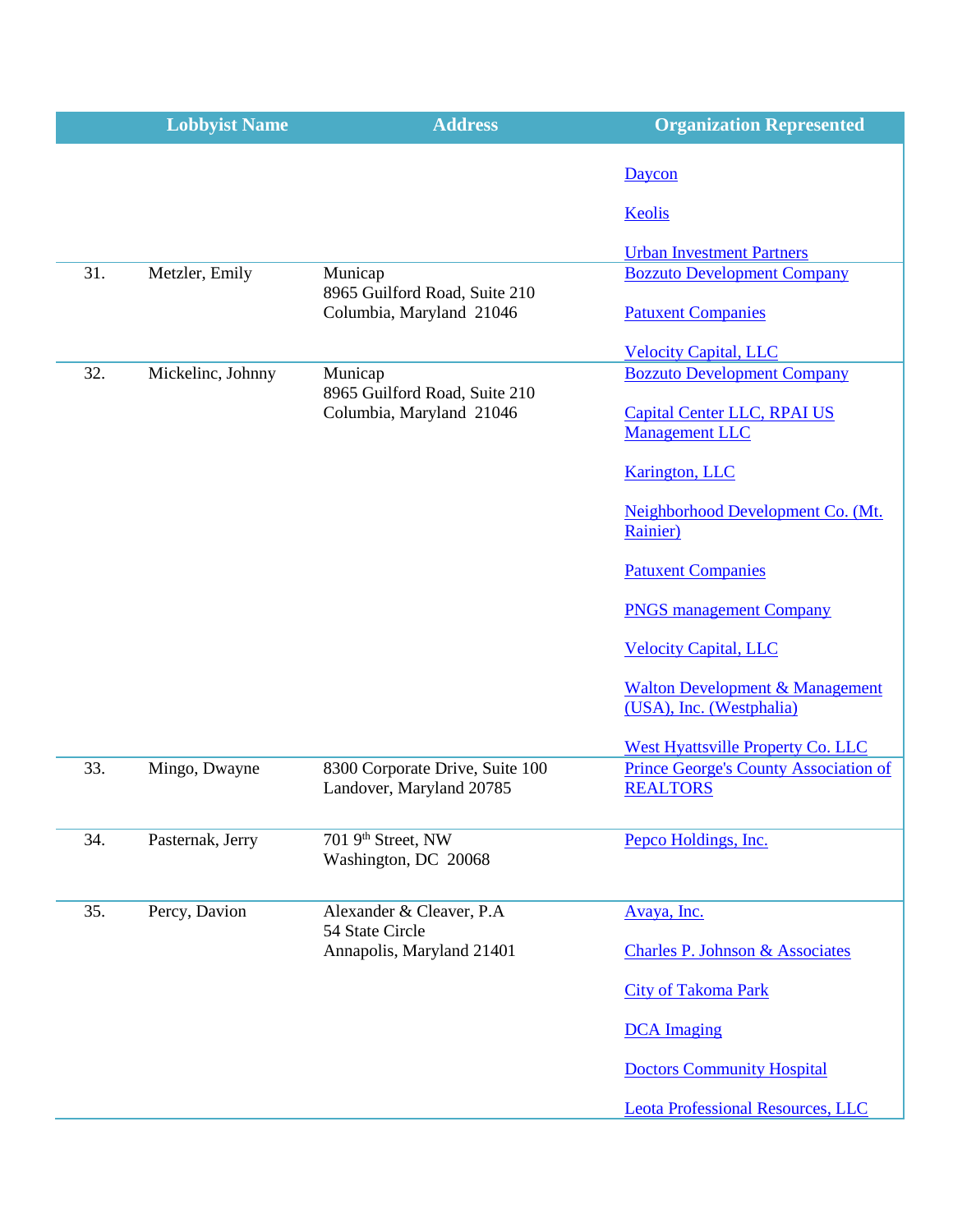|  | Lobbyist Name | Address | Organization Represented |
|---|---|---|---|
|  |  |  | Daycon<br><br>Keolis<br><br>Urban Investment Partners |
| 31. | Metzler, Emily | Municap<br>8965 Guilford Road, Suite 210<br>Columbia, Maryland 21046 | Bozzuto Development Company<br><br>Patuxent Companies<br><br>Velocity Capital, LLC |
| 32. | Mickelinc, Johnny | Municap<br>8965 Guilford Road, Suite 210<br>Columbia, Maryland 21046 | Bozzuto Development Company<br><br>Capital Center LLC, RPAI US Management LLC<br><br>Karington, LLC<br><br>Neighborhood Development Co. (Mt. Rainier)<br><br>Patuxent Companies<br><br>PNGS management Company<br><br>Velocity Capital, LLC<br><br>Walton Development & Management (USA), Inc. (Westphalia)<br><br>West Hyattsville Property Co. LLC |
| 33. | Mingo, Dwayne | 8300 Corporate Drive, Suite 100<br>Landover, Maryland 20785 | Prince George's County Association of REALTORS |
| 34. | Pasternak, Jerry | 701 9th Street, NW<br>Washington, DC 20068 | Pepco Holdings, Inc. |
| 35. | Percy, Davion | Alexander & Cleaver, P.A<br>54 State Circle<br>Annapolis, Maryland 21401 | Avaya, Inc.<br><br>Charles P. Johnson & Associates<br><br>City of Takoma Park<br><br>DCA Imaging<br><br>Doctors Community Hospital<br><br>Leota Professional Resources, LLC |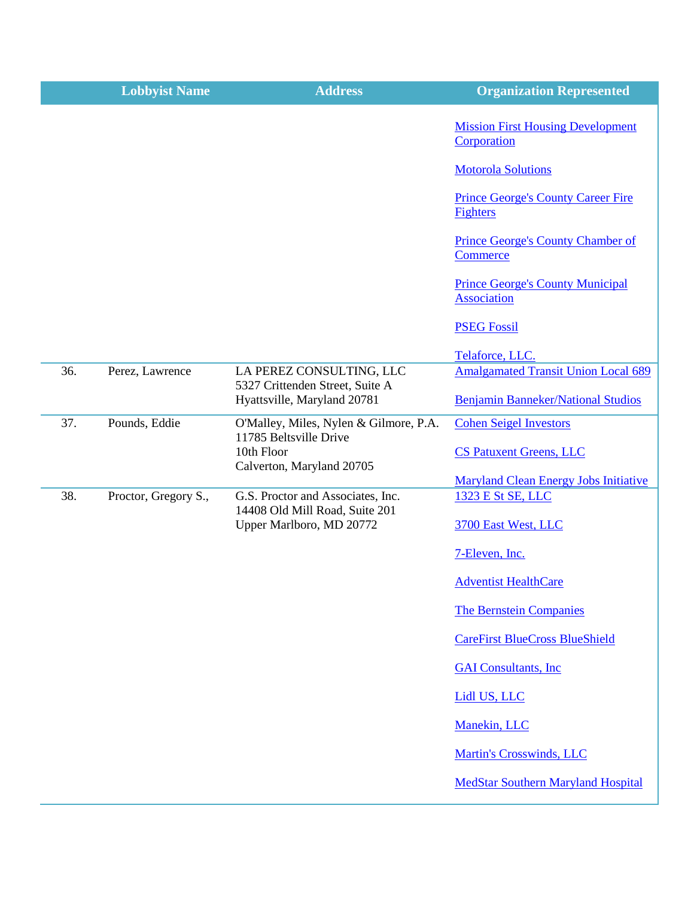| | Lobbyist Name | Address | Organization Represented |
|---|---|---|---|
| | | | Mission First Housing Development Corporation<br><br>Motorola Solutions<br><br>Prince George's County Career Fire Fighters<br><br>Prince George's County Chamber of Commerce<br><br>Prince George's County Municipal Association<br><br>PSEG Fossil<br><br>Telaforce, LLC. |
| 36. | Perez, Lawrence | LA PEREZ CONSULTING, LLC<br>5327 Crittenden Street, Suite A<br>Hyattsville, Maryland 20781 | Amalgamated Transit Union Local 689<br><br>Benjamin Banneker/National Studios |
| 37. | Pounds, Eddie | O'Malley, Miles, Nylen & Gilmore, P.A.<br>11785 Beltsville Drive<br>10th Floor<br>Calverton, Maryland 20705 | Cohen Seigel Investors<br><br>CS Patuxent Greens, LLC<br><br>Maryland Clean Energy Jobs Initiative |
| 38. | Proctor, Gregory S., | G.S. Proctor and Associates, Inc.<br>14408 Old Mill Road, Suite 201<br>Upper Marlboro, MD 20772 | 1323 E St SE, LLC<br><br>3700 East West, LLC<br><br>7-Eleven, Inc.<br><br>Adventist HealthCare<br><br>The Bernstein Companies<br><br>CareFirst BlueCross BlueShield<br><br>GAI Consultants, Inc<br><br>Lidl US, LLC<br><br>Manekin, LLC<br><br>Martin's Crosswinds, LLC<br><br>MedStar Southern Maryland Hospital |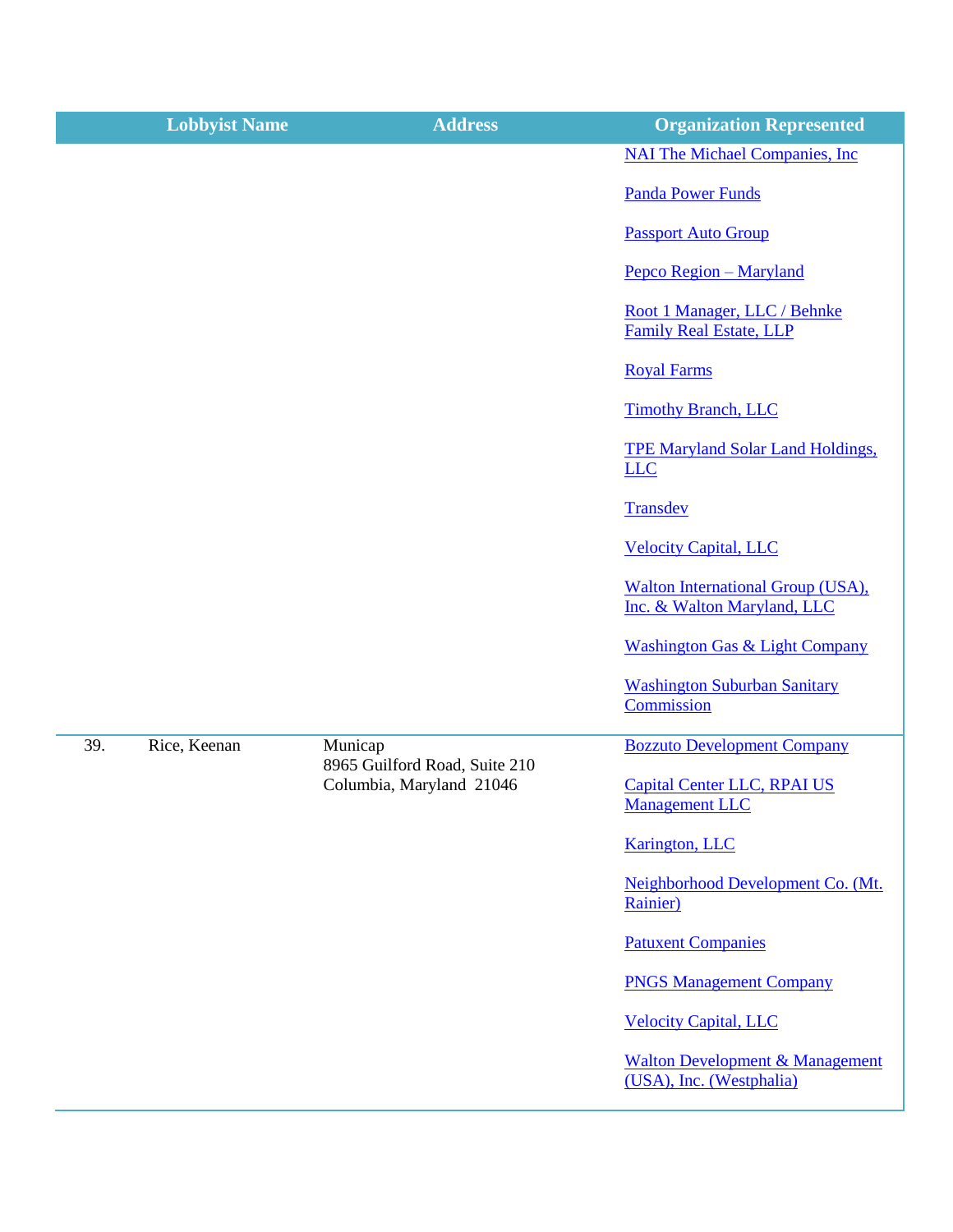| | Lobbyist Name | Address | Organization Represented |
|---|---|---|---|
| | | | NAI The Michael Companies, Inc<br><br>Panda Power Funds<br><br>Passport Auto Group<br><br>Pepco Region – Maryland<br><br>Root 1 Manager, LLC / Behnke Family Real Estate, LLP<br><br>Royal Farms<br><br>Timothy Branch, LLC<br><br>TPE Maryland Solar Land Holdings, LLC<br><br>Transdev<br><br>Velocity Capital, LLC<br><br>Walton International Group (USA), Inc. & Walton Maryland, LLC<br><br>Washington Gas & Light Company<br><br>Washington Suburban Sanitary Commission |
| 39. | Rice, Keenan | Municap<br>8965 Guilford Road, Suite 210<br>Columbia, Maryland 21046 | Bozzuto Development Company<br><br>Capital Center LLC, RPAI US Management LLC<br><br>Karington, LLC<br><br>Neighborhood Development Co. (Mt. Rainier)<br><br>Patuxent Companies<br><br>PNGS Management Company<br><br>Velocity Capital, LLC<br><br>Walton Development & Management (USA), Inc. (Westphalia) |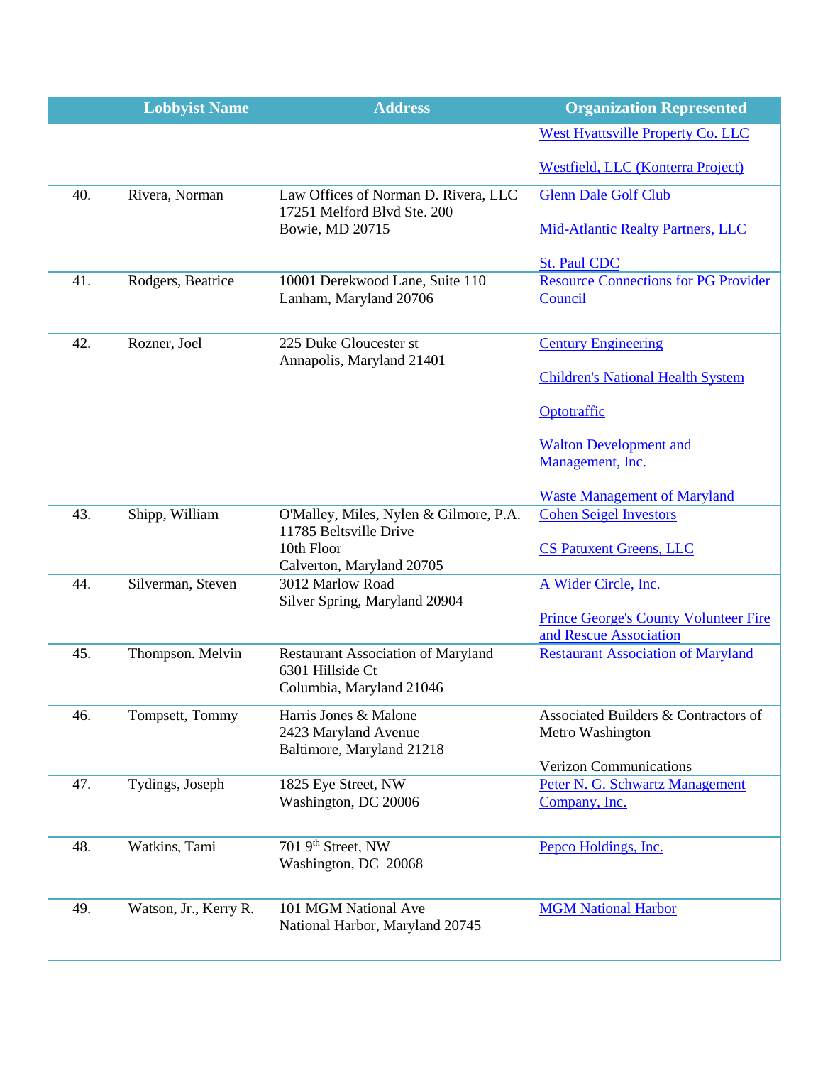| | Lobbyist Name | Address | Organization Represented |
|---|---|---|---|
| | | | West Hyattsville Property Co. LLC<br><br>Westfield, LLC (Konterra Project) |
| 40. | Rivera, Norman | Law Offices of Norman D. Rivera, LLC<br>17251 Melford Blvd Ste. 200<br>Bowie, MD 20715 | Glenn Dale Golf Club<br><br>Mid-Atlantic Realty Partners, LLC<br><br>St. Paul CDC |
| 41. | Rodgers, Beatrice | 10001 Derekwood Lane, Suite 110<br>Lanham, Maryland 20706 | Resource Connections for PG Provider Council |
| 42. | Rozner, Joel | 225 Duke Gloucester st<br>Annapolis, Maryland 21401 | Century Engineering<br><br>Children's National Health System<br><br>Optotraffic<br><br>Walton Development and Management, Inc.<br><br>Waste Management of Maryland |
| 43. | Shipp, William | O'Malley, Miles, Nylen & Gilmore, P.A.<br>11785 Beltsville Drive<br>10th Floor<br>Calverton, Maryland 20705 | Cohen Seigel Investors<br><br>CS Patuxent Greens, LLC |
| 44. | Silverman, Steven | 3012 Marlow Road<br>Silver Spring, Maryland 20904 | A Wider Circle, Inc.<br><br>Prince George's County Volunteer Fire and Rescue Association |
| 45. | Thompson. Melvin | Restaurant Association of Maryland<br>6301 Hillside Ct<br>Columbia, Maryland 21046 | Restaurant Association of Maryland |
| 46. | Tompsett, Tommy | Harris Jones & Malone<br>2423 Maryland Avenue<br>Baltimore, Maryland 21218 | Associated Builders & Contractors of Metro Washington<br><br>Verizon Communications |
| 47. | Tydings, Joseph | 1825 Eye Street, NW<br>Washington, DC 20006 | Peter N. G. Schwartz Management Company, Inc. |
| 48. | Watkins, Tami | 701 9th Street, NW<br>Washington, DC 20068 | Pepco Holdings, Inc. |
| 49. | Watson, Jr., Kerry R. | 101 MGM National Ave<br>National Harbor, Maryland 20745 | MGM National Harbor |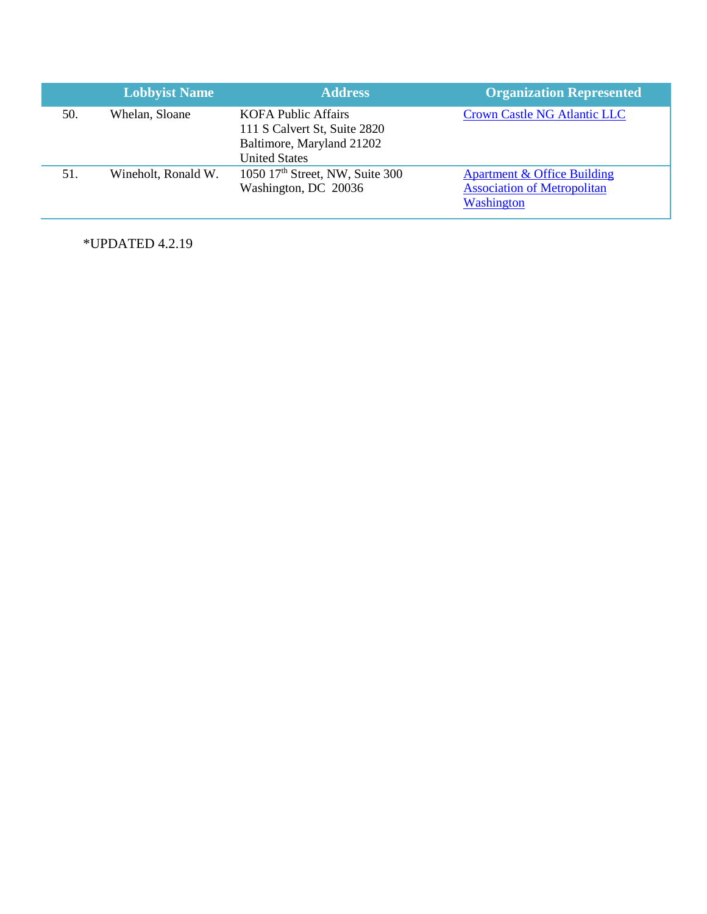| | Lobbyist Name | Address | Organization Represented |
|---|---|---|---|
| 50. | Whelan, Sloane | KOFA Public Affairs<br>111 S Calvert St, Suite 2820<br>Baltimore, Maryland 21202<br>United States | Crown Castle NG Atlantic LLC |
| 51. | Wineholt, Ronald W. | 1050 17th Street, NW, Suite 300<br>Washington, DC 20036 | Apartment & Office Building Association of Metropolitan Washington |

*UPDATED 4.2.19